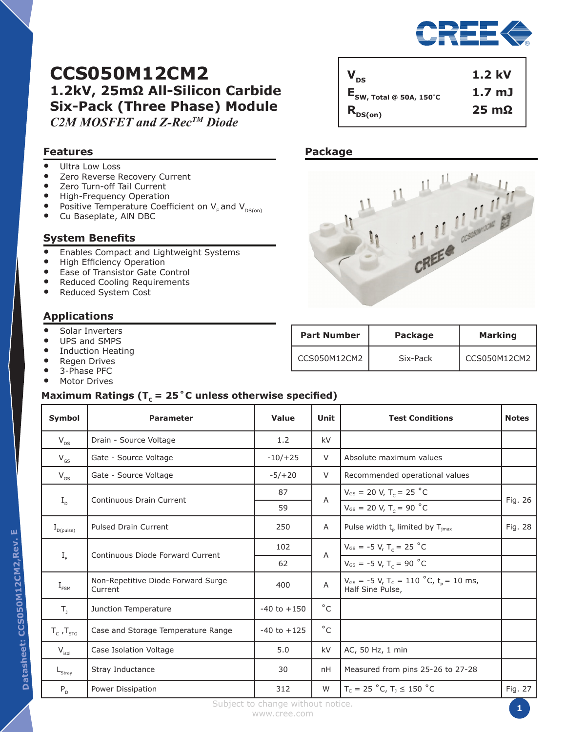# CCS050M12CM2

## 1.2kV, 25mΩ All-Silicon Carbide Six-Pack (Three Phase) Module

*C2M MOSFET and Z-Rec™ Diode*

| | |
|---|---|
| $V_{DS}$ | 1.2 kV |
| $E_{SW, Total @ 50A, 150^\circ C}$ | 1.7 mJ |
| $R_{DS(on)}$ | 25 mΩ |

## Features

- Ultra Low Loss
- Zero Reverse Recovery Current
- Zero Turn-off Tail Current
- High-Frequency Operation
- Positive Temperature Coefficient on $V_F$ and $V_{DS(on)}$
- Cu Baseplate, AlN DBC

## System Benefits

- Enables Compact and Lightweight Systems
- High Efficiency Operation
- Ease of Transistor Gate Control
- Reduced Cooling Requirements
- Reduced System Cost

## Applications

- Solar Inverters
- UPS and SMPS
- Induction Heating
- Regen Drives
- 3-Phase PFC
- Motor Drives

## Package

| Part Number | Package | Marking |
|---|---|---|
| CCS050M12CM2 | Six-Pack | CCS050M12CM2 |

## Maximum Ratings ($T_C$ = 25˚C unless otherwise specified)

| Symbol | Parameter | Value | Unit | Test Conditions | Notes |
|---|---|---|---|---|---|
| $V_{DS}$ | Drain - Source Voltage | 1.2 | kV | | |
| $V_{GS}$ | Gate - Source Voltage | -10/+25 | V | Absolute maximum values | |
| $V_{GS}$ | Gate - Source Voltage | -5/+20 | V | Recommended operational values | |
| $I_D$ | Continuous Drain Current | 87 | A | $V_{GS}$ = 20 V, $T_C$ = 25 ˚C | Fig. 26 |
| | | 59 | | $V_{GS}$ = 20 V, $T_C$ = 90 ˚C | |
| $I_{D(pulse)}$ | Pulsed Drain Current | 250 | A | Pulse width $t_p$ limited by $T_{jmax}$ | Fig. 28 |
| $I_F$ | Continuous Diode Forward Current | 102 | A | $V_{GS}$ = -5 V, $T_C$ = 25 ˚C | |
| | | 62 | | $V_{GS}$ = -5 V, $T_C$ = 90 ˚C | |
| $I_{FSM}$ | Non-Repetitive Diode Forward Surge Current | 400 | A | $V_{GS}$ = -5 V, $T_C$ = 110 ˚C, $t_p$ = 10 ms, Half Sine Pulse, | |
| $T_J$ | Junction Temperature | -40 to +150 | ˚C | | |
| $T_C$ ,$T_{STG}$ | Case and Storage Temperature Range | -40 to +125 | ˚C | | |
| $V_{isol}$ | Case Isolation Voltage | 5.0 | kV | AC, 50 Hz, 1 min | |
| $L_{Stray}$ | Stray Inductance | 30 | nH | Measured from pins 25-26 to 27-28 | |
| $P_D$ | Power Dissipation | 312 | W | $T_C$ = 25 ˚C, $T_J$ ≤ 150 ˚C | Fig. 27 |

Subject to change without notice.
www.cree.com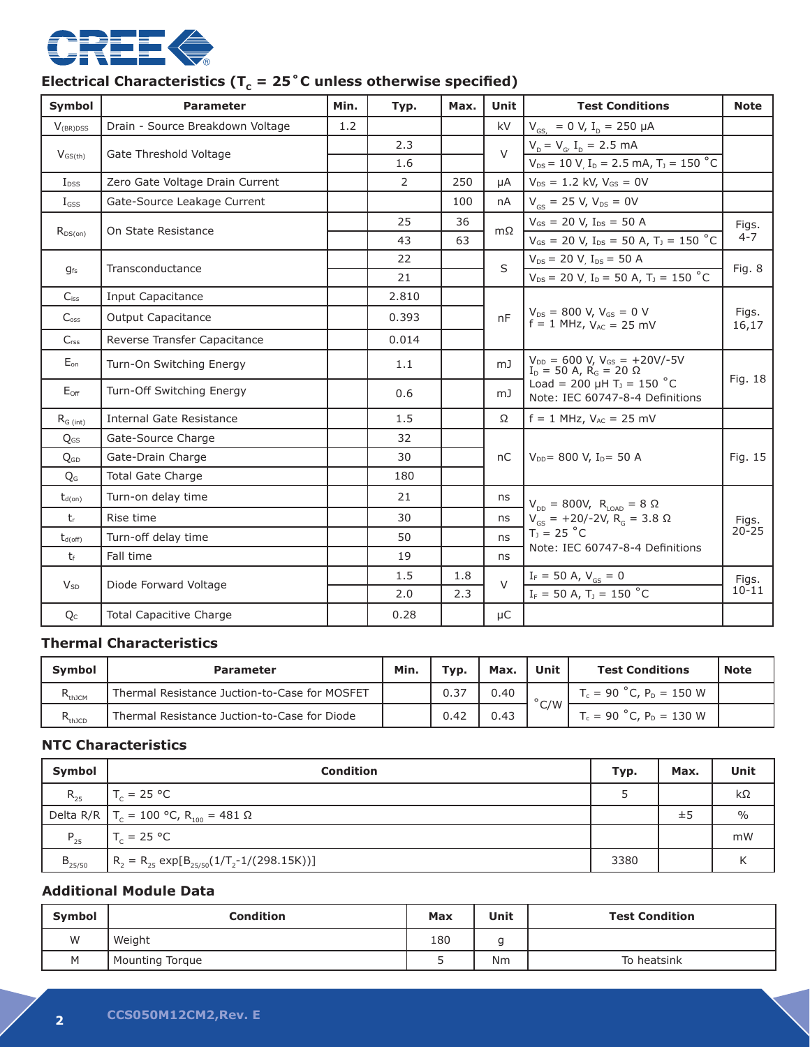## Electrical Characteristics ($T_c$ = 25˚C unless otherwise specified)

| Symbol | Parameter | Min. | Typ. | Max. | Unit | Test Conditions | Note |
|---|---|---|---|---|---|---|---|
| $V_{(BR)DSS}$ | Drain - Source Breakdown Voltage | 1.2 | | | kV | $V_{GS}$ = 0 V, $I_D$ = 250 µA | |
| $V_{GS(th)}$ | Gate Threshold Voltage | | 2.3 | | V | $V_D = V_G$, $I_D$ = 2.5 mA | |
| | | | 1.6 | | | $V_{DS}$ = 10 V, $I_D$ = 2.5 mA, $T_J$ = 150 ˚C | |
| $I_{DSS}$ | Zero Gate Voltage Drain Current | | 2 | 250 | µA | $V_{DS}$ = 1.2 kV, $V_{GS}$ = 0V | |
| $I_{GSS}$ | Gate-Source Leakage Current | | | 100 | nA | $V_{GS}$ = 25 V, $V_{DS}$ = 0V | |
| $R_{DS(on)}$ | On State Resistance | | 25 | 36 | mΩ | $V_{GS}$ = 20 V, $I_{DS}$ = 50 A | Figs. 4-7 |
| | | | 43 | 63 | | $V_{GS}$ = 20 V, $I_{DS}$ = 50 A, $T_J$ = 150 ˚C | |
| $g_{fs}$ | Transconductance | | 22 | | S | $V_{DS}$ = 20 V, $I_{DS}$ = 50 A | Fig. 8 |
| | | | 21 | | | $V_{DS}$ = 20 V, $I_D$ = 50 A, $T_J$ = 150 ˚C | |
| $C_{iss}$ | Input Capacitance | | 2.810 | | nF | $V_{DS}$ = 800 V, $V_{GS}$ = 0 V<br>f = 1 MHz, $V_{AC}$ = 25 mV | Figs. 16,17 |
| $C_{oss}$ | Output Capacitance | | 0.393 | | | | |
| $C_{rss}$ | Reverse Transfer Capacitance | | 0.014 | | | | |
| $E_{on}$ | Turn-On Switching Energy | | 1.1 | | mJ | $V_{DD}$ = 600 V, $V_{GS}$ = +20V/-5V<br>$I_D$ = 50 A, $R_G$ = 20 Ω<br>Load = 200 µH $T_J$ = 150 ˚C<br>Note: IEC 60747-8-4 Definitions | Fig. 18 |
| $E_{Off}$ | Turn-Off Switching Energy | | 0.6 | | mJ | | |
| $R_{G(int)}$ | Internal Gate Resistance | | 1.5 | | Ω | f = 1 MHz, $V_{AC}$ = 25 mV | |
| $Q_{GS}$ | Gate-Source Charge | | 32 | | nC | $V_{DD}$= 800 V, $I_D$= 50 A | Fig. 15 |
| $Q_{GD}$ | Gate-Drain Charge | | 30 | | | | |
| $Q_G$ | Total Gate Charge | | 180 | | | | |
| $t_{d(on)}$ | Turn-on delay time | | 21 | | ns | $V_{DD}$ = 800V, $R_{LOAD}$ = 8 Ω<br>$V_{GS}$ = +20/-2V, $R_G$ = 3.8 Ω<br>$T_J$ = 25 ˚C<br>Note: IEC 60747-8-4 Definitions | Figs. 20-25 |
| $t_r$ | Rise time | | 30 | | ns | | |
| $t_{d(off)}$ | Turn-off delay time | | 50 | | ns | | |
| $t_f$ | Fall time | | 19 | | ns | | |
| $V_{SD}$ | Diode Forward Voltage | | 1.5 | 1.8 | V | $I_F$ = 50 A, $V_{GS}$ = 0 | Figs. 10-11 |
| | | | 2.0 | 2.3 | | $I_F$ = 50 A, $T_J$ = 150 ˚C | |
| $Q_C$ | Total Capacitive Charge | | 0.28 | | µC | | |

## Thermal Characteristics

| Symbol | Parameter | Min. | Typ. | Max. | Unit | Test Conditions | Note |
|---|---|---|---|---|---|---|---|
| $R_{thJCM}$ | Thermal Resistance Juction-to-Case for MOSFET | | 0.37 | 0.40 | ˚C/W | $T_c$ = 90 ˚C, $P_D$ = 150 W | |
| $R_{thJCD}$ | Thermal Resistance Juction-to-Case for Diode | | 0.42 | 0.43 | | $T_c$ = 90 ˚C, $P_D$ = 130 W | |

## NTC Characteristics

| Symbol | Condition | Typ. | Max. | Unit |
|---|---|---|---|---|
| $R_{25}$ | $T_C$ = 25 °C | 5 | | kΩ |
| Delta R/R | $T_C$ = 100 °C, $R_{100}$ = 481 Ω | | ±5 | % |
| $P_{25}$ | $T_C$ = 25 °C | | | mW |
| $B_{25/50}$ | $R_2 = R_{25}\ \exp[B_{25/50}(1/T_2 - 1/(298.15K))]$ | 3380 | | K |

## Additional Module Data

| Symbol | Condition | Max | Unit | Test Condition |
|---|---|---|---|---|
| W | Weight | 180 | g | |
| M | Mounting Torque | 5 | Nm | To heatsink |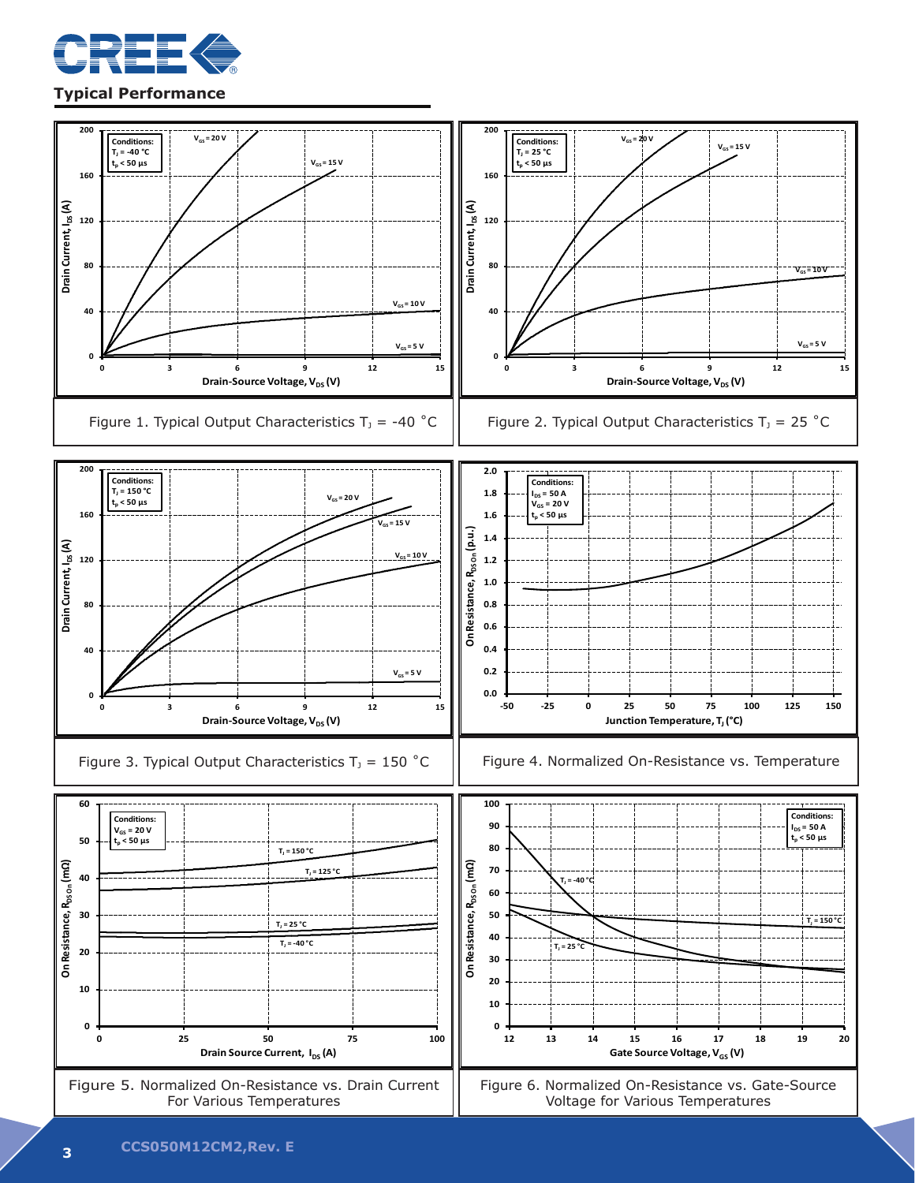## Typical Performance

Figure 1. Typical Output Characteristics $T_J$ = -40 ˚C

Figure 2. Typical Output Characteristics $T_J$ = 25 ˚C

Figure 3. Typical Output Characteristics $T_J$ = 150 ˚C

Figure 4. Normalized On-Resistance vs. Temperature

Figure 5. Normalized On-Resistance vs. Drain Current For Various Temperatures

Figure 6. Normalized On-Resistance vs. Gate-Source Voltage for Various Temperatures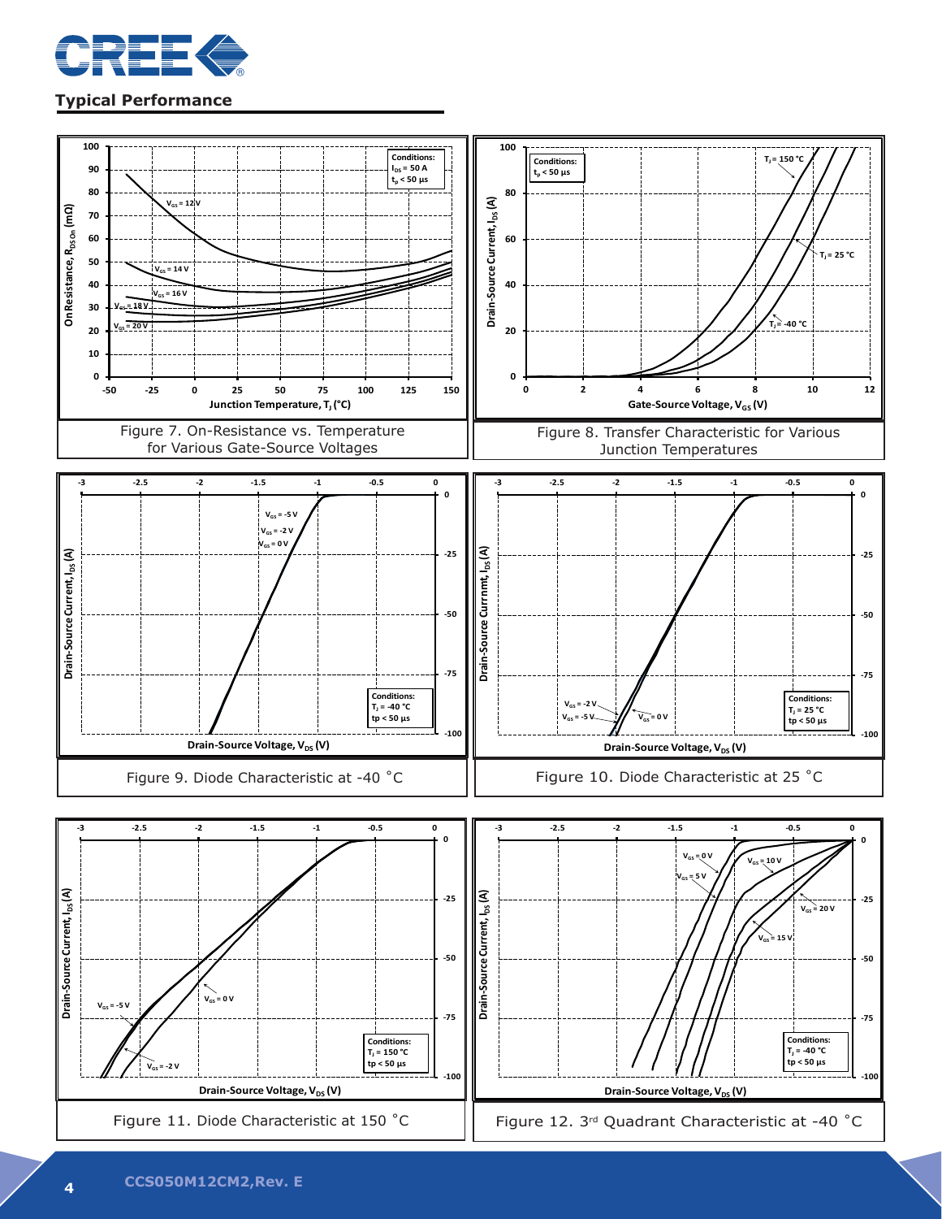## Typical Performance

Figure 7. On-Resistance vs. Temperature for Various Gate-Source Voltages

Figure 8. Transfer Characteristic for Various Junction Temperatures

Figure 9. Diode Characteristic at -40 °C

Figure 10. Diode Characteristic at 25 °C

Figure 11. Diode Characteristic at 150 °C

Figure 12. 3rd Quadrant Characteristic at -40 °C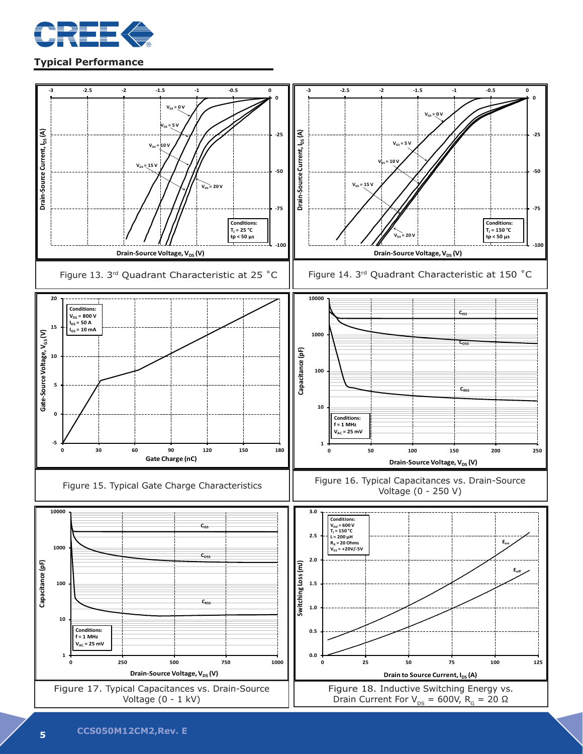## Typical Performance

Figure 13. 3[rd] Quadrant Characteristic at 25 ˚C

Figure 14. 3[rd] Quadrant Characteristic at 150 ˚C

Figure 15. Typical Gate Charge Characteristics

Figure 16. Typical Capacitances vs. Drain-Source Voltage (0 - 250 V)

Figure 17. Typical Capacitances vs. Drain-Source Voltage (0 - 1 kV)

Figure 18. Inductive Switching Energy vs. Drain Current For $V_{DS}$ = 600V, $R_G$ = 20 Ω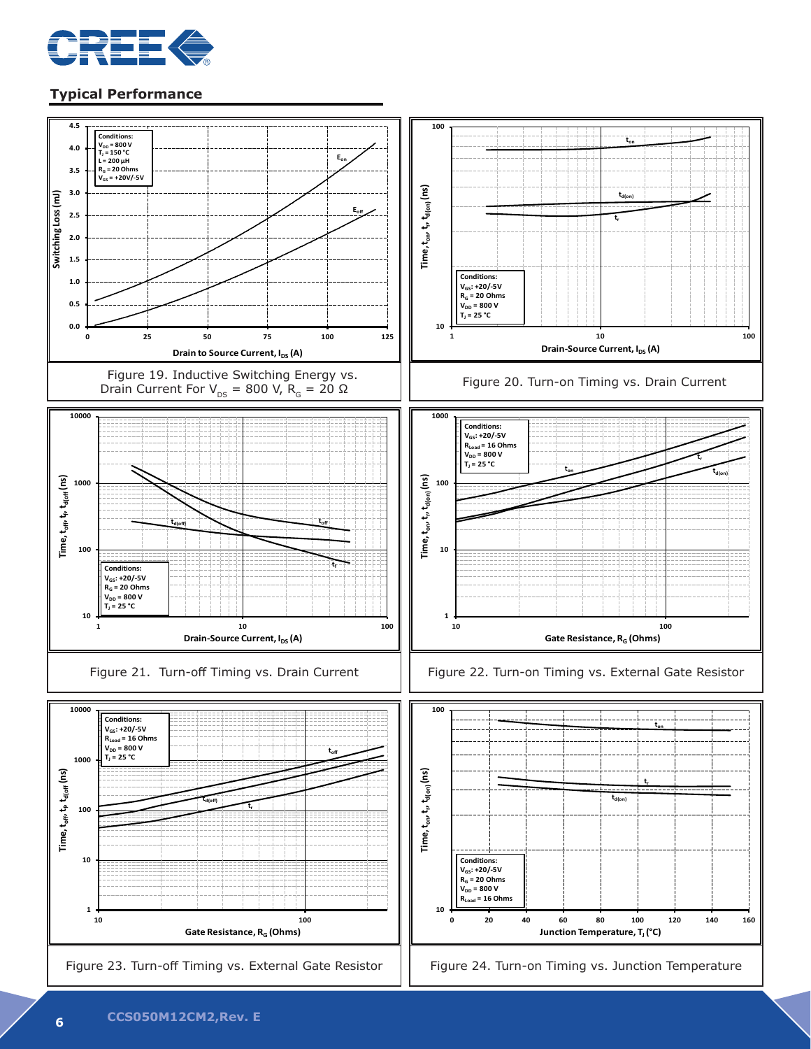## Typical Performance

Figure 19. Inductive Switching Energy vs. Drain Current For $V_{DS}$ = 800 V, $R_G$ = 20 Ω

Figure 20. Turn-on Timing vs. Drain Current

Figure 21. Turn-off Timing vs. Drain Current

Figure 22. Turn-on Timing vs. External Gate Resistor

Figure 23. Turn-off Timing vs. External Gate Resistor

Figure 24. Turn-on Timing vs. Junction Temperature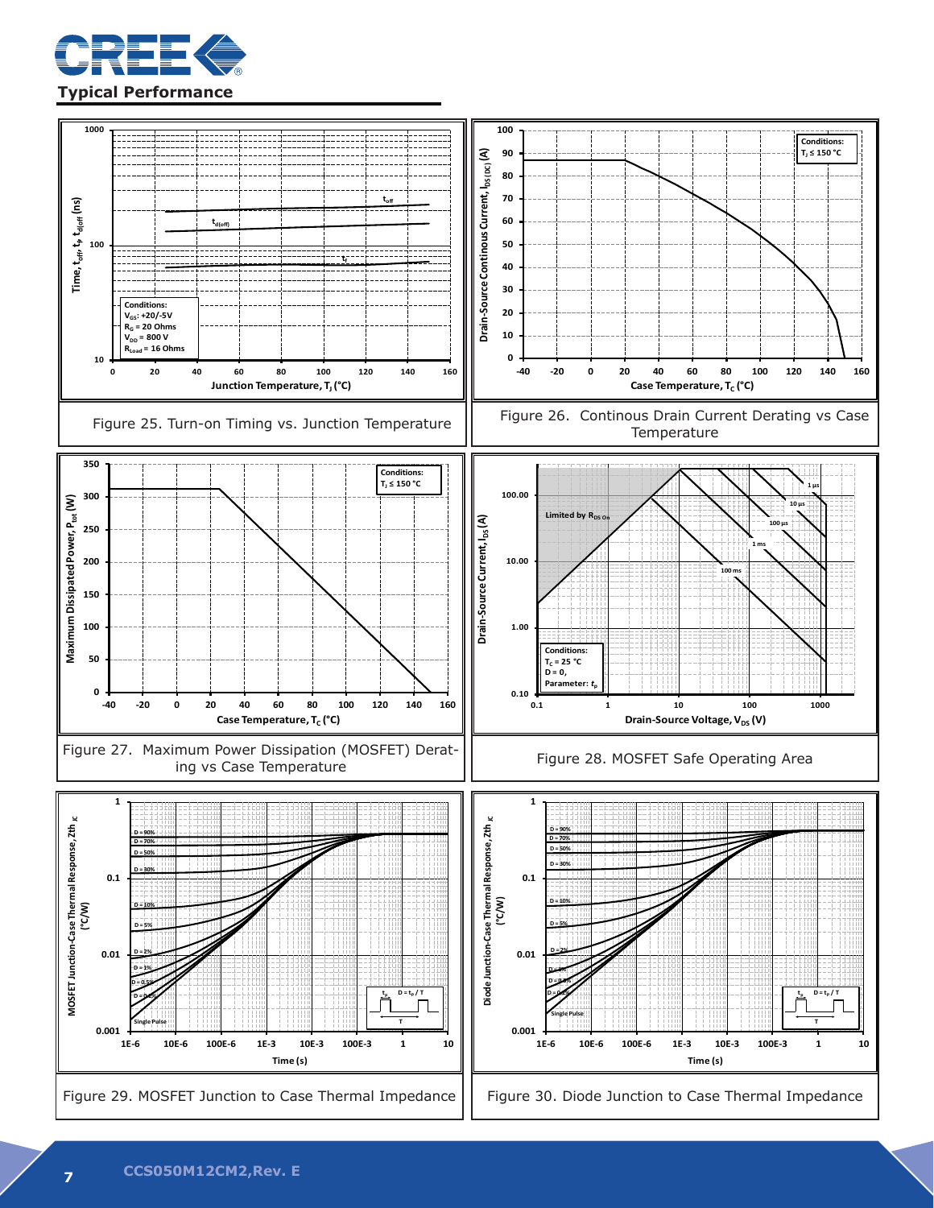## Typical Performance

Figure 25. Turn-on Timing vs. Junction Temperature

Figure 26. Continous Drain Current Derating vs Case Temperature

Figure 27. Maximum Power Dissipation (MOSFET) Derating vs Case Temperature

Figure 28. MOSFET Safe Operating Area

Figure 29. MOSFET Junction to Case Thermal Impedance

Figure 30. Diode Junction to Case Thermal Impedance

CCS050M12CM2,Rev. E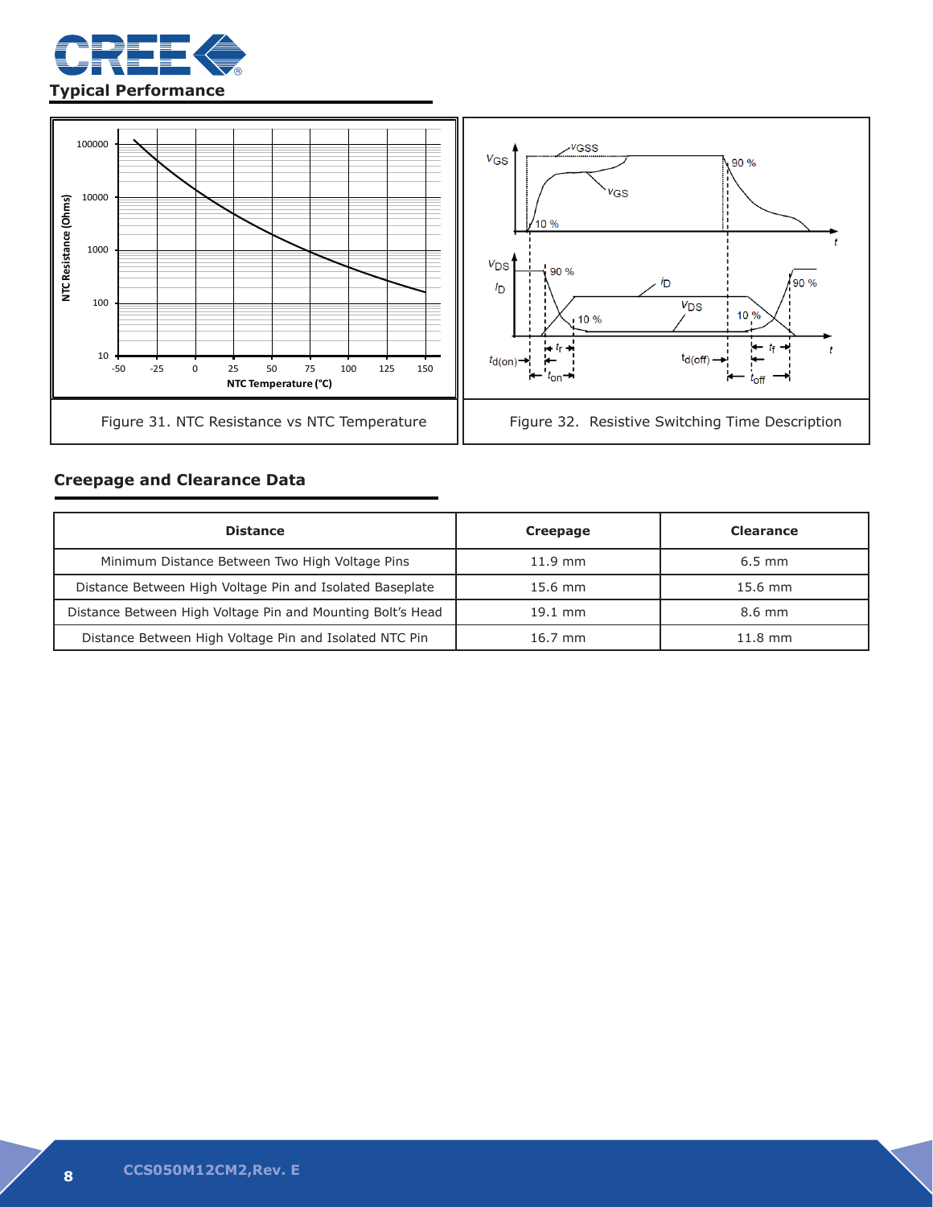## Typical Performance

Figure 31. NTC Resistance vs NTC Temperature

Figure 32. Resistive Switching Time Description

## Creepage and Clearance Data

| Distance | Creepage | Clearance |
|---|---|---|
| Minimum Distance Between Two High Voltage Pins | 11.9 mm | 6.5 mm |
| Distance Between High Voltage Pin and Isolated Baseplate | 15.6 mm | 15.6 mm |
| Distance Between High Voltage Pin and Mounting Bolt's Head | 19.1 mm | 8.6 mm |
| Distance Between High Voltage Pin and Isolated NTC Pin | 16.7 mm | 11.8 mm |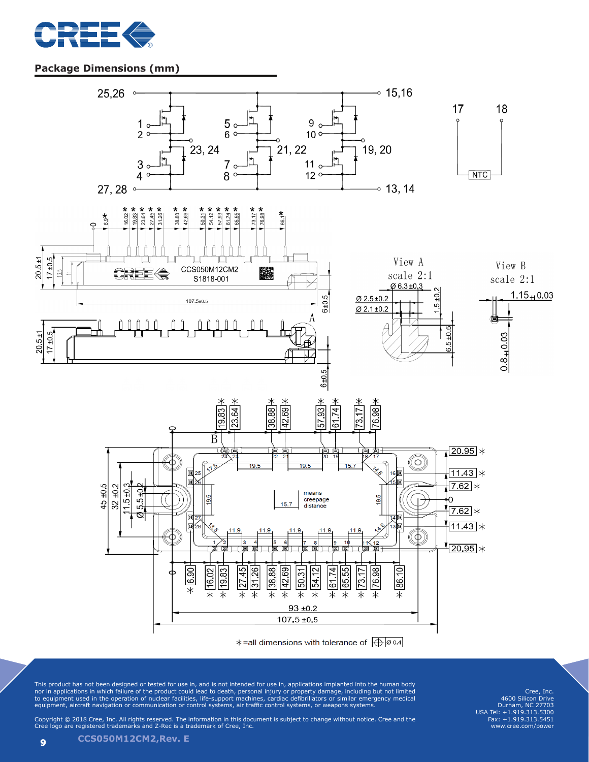## Package Dimensions (mm)

*=all dimensions with tolerance of ⌖ Ø 0.4

This product has not been designed or tested for use in, and is not intended for use in, applications implanted into the human body nor in applications in which failure of the product could lead to death, personal injury or property damage, including but not limited to equipment used in the operation of nuclear facilities, life-support machines, cardiac defibrillators or similar emergency medical equipment, aircraft navigation or communication or control systems, air traffic control systems, or weapons systems.

Copyright © 2018 Cree, Inc. All rights reserved. The information in this document is subject to change without notice. Cree and the Cree logo are registered trademarks and Z-Rec is a trademark of Cree, Inc.

Cree, Inc.
4600 Silicon Drive
Durham, NC 27703
USA Tel: +1.919.313.5300
Fax: +1.919.313.5451
www.cree.com/power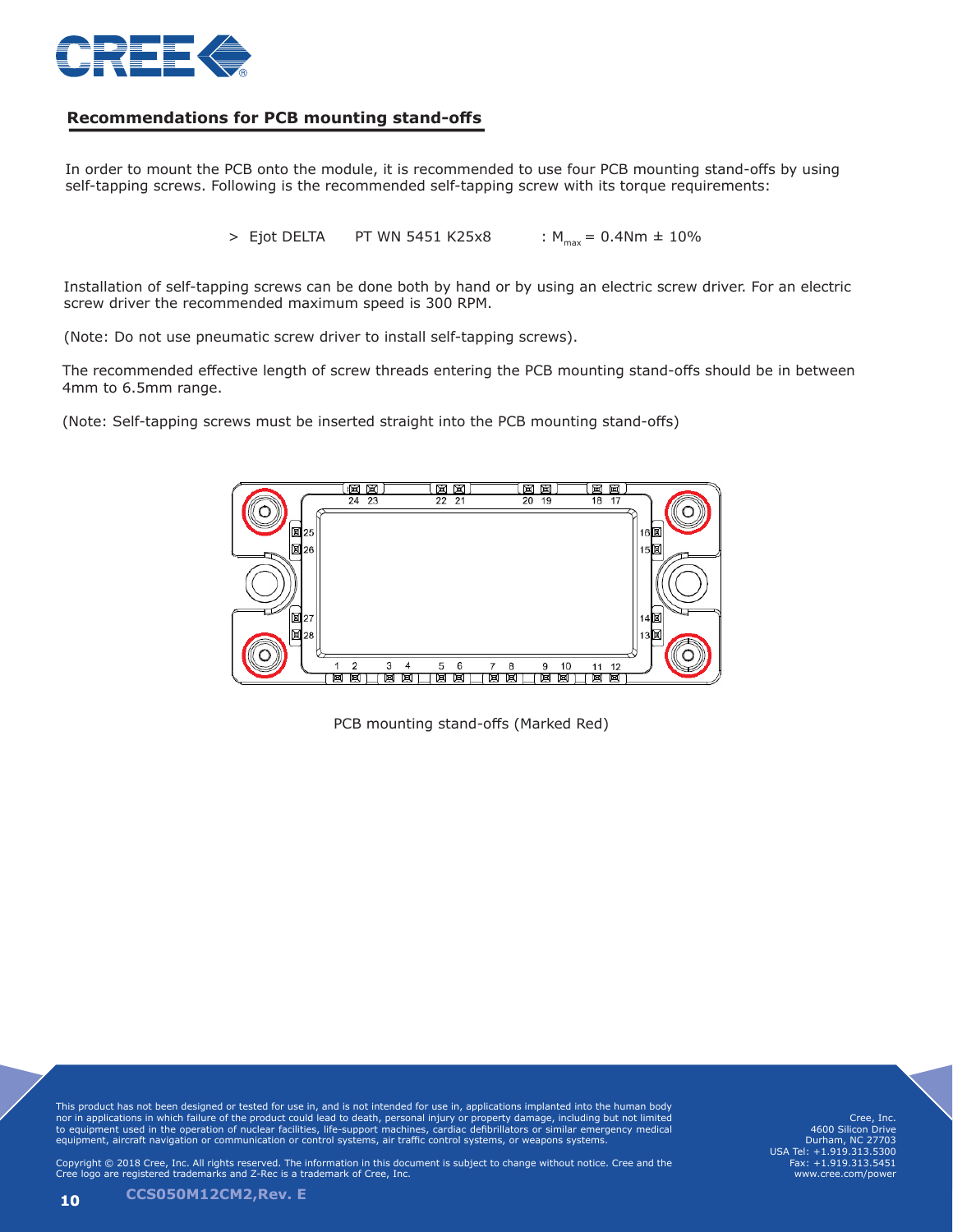## Recommendations for PCB mounting stand-offs

In order to mount the PCB onto the module, it is recommended to use four PCB mounting stand-offs by using self-tapping screws. Following is the recommended self-tapping screw with its torque requirements:

> Ejot DELTA PT WN 5451 K25x8 : $M_{max}$ = 0.4Nm ± 10%

Installation of self-tapping screws can be done both by hand or by using an electric screw driver. For an electric screw driver the recommended maximum speed is 300 RPM.

(Note: Do not use pneumatic screw driver to install self-tapping screws).

The recommended effective length of screw threads entering the PCB mounting stand-offs should be in between 4mm to 6.5mm range.

(Note: Self-tapping screws must be inserted straight into the PCB mounting stand-offs)

PCB mounting stand-offs (Marked Red)

This product has not been designed or tested for use in, and is not intended for use in, applications implanted into the human body nor in applications in which failure of the product could lead to death, personal injury or property damage, including but not limited to equipment used in the operation of nuclear facilities, life-support machines, cardiac defibrillators or similar emergency medical equipment, aircraft navigation or communication or control systems, air traffic control systems, or weapons systems.

Copyright © 2018 Cree, Inc. All rights reserved. The information in this document is subject to change without notice. Cree and the Cree logo are registered trademarks and Z-Rec is a trademark of Cree, Inc.

Cree, Inc.
4600 Silicon Drive
Durham, NC 27703
USA Tel: +1.919.313.5300
Fax: +1.919.313.5451
www.cree.com/power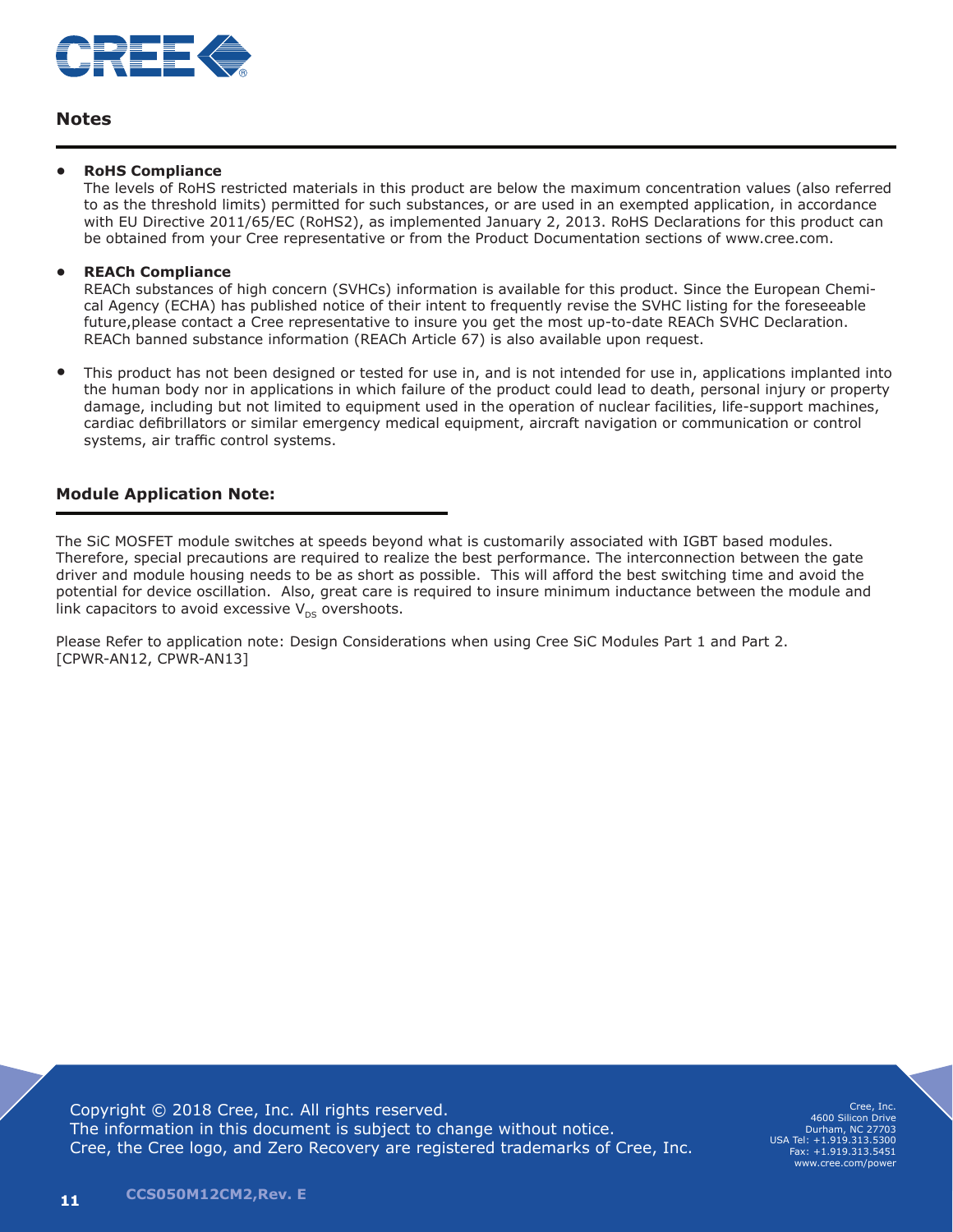## Notes

- **RoHS Compliance**
  The levels of RoHS restricted materials in this product are below the maximum concentration values (also referred to as the threshold limits) permitted for such substances, or are used in an exempted application, in accordance with EU Directive 2011/65/EC (RoHS2), as implemented January 2, 2013. RoHS Declarations for this product can be obtained from your Cree representative or from the Product Documentation sections of www.cree.com.

- **REACh Compliance**
  REACh substances of high concern (SVHCs) information is available for this product. Since the European Chemical Agency (ECHA) has published notice of their intent to frequently revise the SVHC listing for the foreseeable future,please contact a Cree representative to insure you get the most up-to-date REACh SVHC Declaration. REACh banned substance information (REACh Article 67) is also available upon request.

- This product has not been designed or tested for use in, and is not intended for use in, applications implanted into the human body nor in applications in which failure of the product could lead to death, personal injury or property damage, including but not limited to equipment used in the operation of nuclear facilities, life-support machines, cardiac defibrillators or similar emergency medical equipment, aircraft navigation or communication or control systems, air traffic control systems.

## Module Application Note:

The SiC MOSFET module switches at speeds beyond what is customarily associated with IGBT based modules. Therefore, special precautions are required to realize the best performance. The interconnection between the gate driver and module housing needs to be as short as possible. This will afford the best switching time and avoid the potential for device oscillation. Also, great care is required to insure minimum inductance between the module and link capacitors to avoid excessive $V_{DS}$ overshoots.

Please Refer to application note: Design Considerations when using Cree SiC Modules Part 1 and Part 2. [CPWR-AN12, CPWR-AN13]

Copyright © 2018 Cree, Inc. All rights reserved.
The information in this document is subject to change without notice.
Cree, the Cree logo, and Zero Recovery are registered trademarks of Cree, Inc.

Cree, Inc.
4600 Silicon Drive
Durham, NC 27703
USA Tel: +1.919.313.5300
Fax: +1.919.313.5451
www.cree.com/power